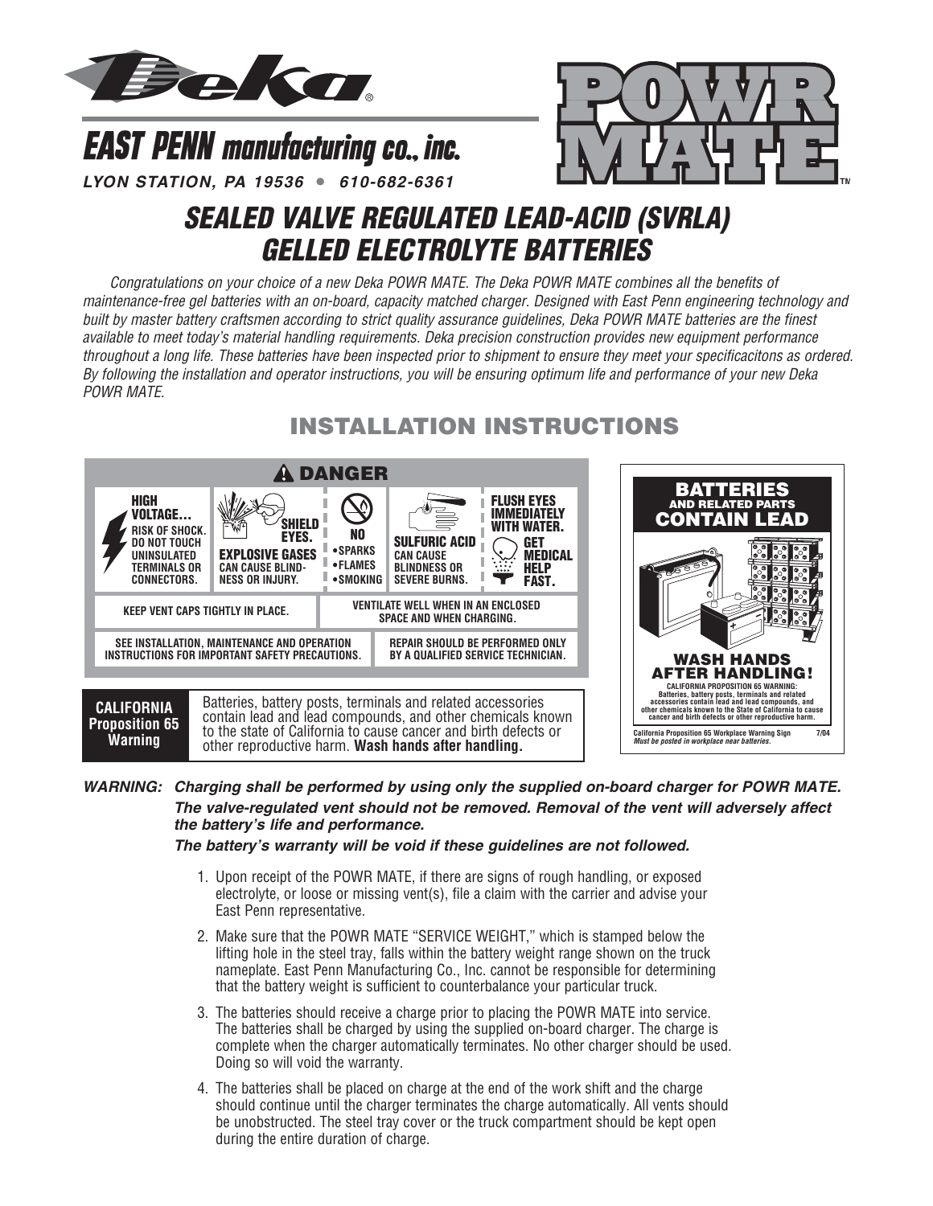Deka®

# EAST PENN manufacturing co., inc.

*LYON STATION, PA 19536 • 610-682-6361*

POWR MATE™

# *SEALED VALVE REGULATED LEAD-ACID (SVRLA) GELLED ELECTROLYTE BATTERIES*

*Congratulations on your choice of a new Deka POWR MATE. The Deka POWR MATE combines all the benefits of maintenance-free gel batteries with an on-board, capacity matched charger. Designed with East Penn engineering technology and built by master battery craftsmen according to strict quality assurance guidelines, Deka POWR MATE batteries are the finest available to meet today's material handling requirements. Deka precision construction provides new equipment performance throughout a long life. These batteries have been inspected prior to shipment to ensure they meet your specificacitons as ordered. By following the installation and operator instructions, you will be ensuring optimum life and performance of your new Deka POWR MATE.*

## INSTALLATION INSTRUCTIONS

**⚠ DANGER**

**HIGH VOLTAGE... RISK OF SHOCK. DO NOT TOUCH UNINSULATED TERMINALS OR CONNECTORS.**

**SHIELD EYES. EXPLOSIVE GASES CAN CAUSE BLINDNESS OR INJURY.**

**NO •SPARKS •FLAMES •SMOKING**

**SULFURIC ACID CAN CAUSE BLINDNESS OR SEVERE BURNS.**

**FLUSH EYES IMMEDIATELY WITH WATER. GET MEDICAL HELP FAST.**

**KEEP VENT CAPS TIGHTLY IN PLACE.**

**VENTILATE WELL WHEN IN AN ENCLOSED SPACE AND WHEN CHARGING.**

**SEE INSTALLATION, MAINTENANCE AND OPERATION INSTRUCTIONS FOR IMPORTANT SAFETY PRECAUTIONS.**

**REPAIR SHOULD BE PERFORMED ONLY BY A QUALIFIED SERVICE TECHNICIAN.**

**CALIFORNIA Proposition 65 Warning** — Batteries, battery posts, terminals and related accessories contain lead and lead compounds, and other chemicals known to the state of California to cause cancer and birth defects or other reproductive harm. **Wash hands after handling.**

**BATTERIES AND RELATED PARTS CONTAIN LEAD**

**WASH HANDS AFTER HANDLING!**

**CALIFORNIA PROPOSITION 65 WARNING: Batteries, battery posts, terminals and related accessories contain lead and lead compounds, and other chemicals known to the State of California to cause cancer and birth defects or other reproductive harm.**

**California Proposition 65 Workplace Warning Sign** 7/04
*Must be posted in workplace near batteries.*

***WARNING: Charging shall be performed by using only the supplied on-board charger for POWR MATE. The valve-regulated vent should not be removed. Removal of the vent will adversely affect the battery's life and performance.***

***The battery's warranty will be void if these guidelines are not followed.***

1. Upon receipt of the POWR MATE, if there are signs of rough handling, or exposed electrolyte, or loose or missing vent(s), file a claim with the carrier and advise your East Penn representative.
2. Make sure that the POWR MATE "SERVICE WEIGHT," which is stamped below the lifting hole in the steel tray, falls within the battery weight range shown on the truck nameplate. East Penn Manufacturing Co., Inc. cannot be responsible for determining that the battery weight is sufficient to counterbalance your particular truck.
3. The batteries should receive a charge prior to placing the POWR MATE into service. The batteries shall be charged by using the supplied on-board charger. The charge is complete when the charger automatically terminates. No other charger should be used. Doing so will void the warranty.
4. The batteries shall be placed on charge at the end of the work shift and the charge should continue until the charger terminates the charge automatically. All vents should be unobstructed. The steel tray cover or the truck compartment should be kept open during the entire duration of charge.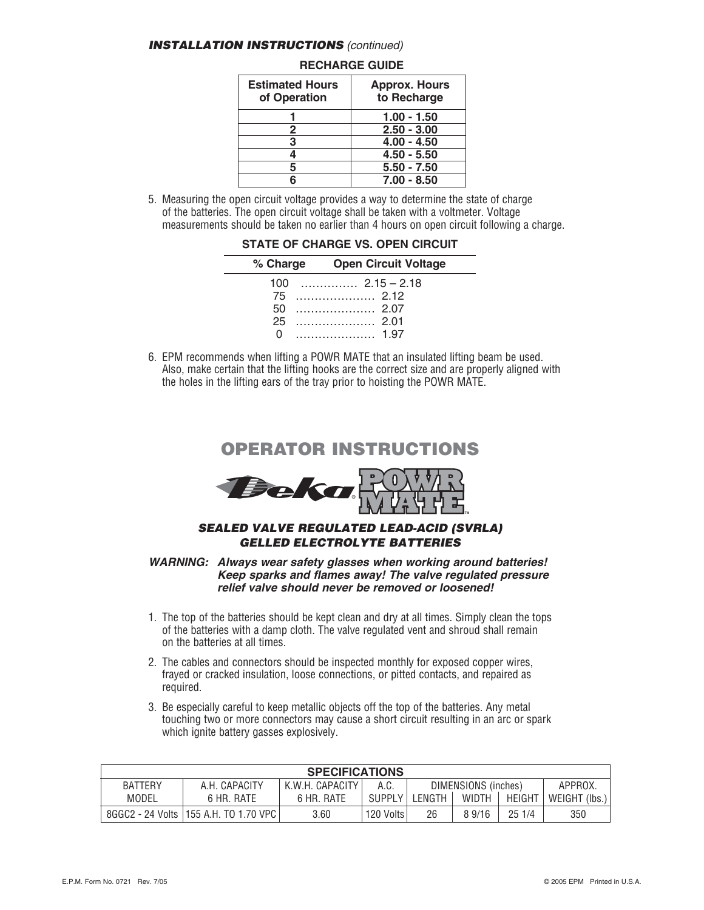***INSTALLATION INSTRUCTIONS*** *(continued)*

**RECHARGE GUIDE**

| Estimated Hours of Operation | Approx. Hours to Recharge |
|---|---|
| 1 | 1.00 - 1.50 |
| 2 | 2.50 - 3.00 |
| 3 | 4.00 - 4.50 |
| 4 | 4.50 - 5.50 |
| 5 | 5.50 - 7.50 |
| 6 | 7.00 - 8.50 |

5. Measuring the open circuit voltage provides a way to determine the state of charge of the batteries. The open circuit voltage shall be taken with a voltmeter. Voltage measurements should be taken no earlier than 4 hours on open circuit following a charge.

**STATE OF CHARGE VS. OPEN CIRCUIT**

| % Charge | Open Circuit Voltage |
|---|---|
| 100 | 2.15 – 2.18 |
| 75 | 2.12 |
| 50 | 2.07 |
| 25 | 2.01 |
| 0 | 1.97 |

6. EPM recommends when lifting a POWR MATE that an insulated lifting beam be used. Also, make certain that the lifting hooks are the correct size and are properly aligned with the holes in the lifting ears of the tray prior to hoisting the POWR MATE.

# OPERATOR INSTRUCTIONS

Deka® POWR MATE™

***SEALED VALVE REGULATED LEAD-ACID (SVRLA) GELLED ELECTROLYTE BATTERIES***

***WARNING: Always wear safety glasses when working around batteries! Keep sparks and flames away! The valve regulated pressure relief valve should never be removed or loosened!***

1. The top of the batteries should be kept clean and dry at all times. Simply clean the tops of the batteries with a damp cloth. The valve regulated vent and shroud shall remain on the batteries at all times.

2. The cables and connectors should be inspected monthly for exposed copper wires, frayed or cracked insulation, loose connections, or pitted contacts, and repaired as required.

3. Be especially careful to keep metallic objects off the top of the batteries. Any metal touching two or more connectors may cause a short circuit resulting in an arc or spark which ignite battery gasses explosively.

**SPECIFICATIONS**

| BATTERY MODEL | A.H. CAPACITY 6 HR. RATE | K.W.H. CAPACITY 6 HR. RATE | A.C. SUPPLY | DIMENSIONS (inches) LENGTH | WIDTH | HEIGHT | APPROX. WEIGHT (lbs.) |
|---|---|---|---|---|---|---|---|
| 8GGC2 - 24 Volts | 155 A.H. TO 1.70 VPC | 3.60 | 120 Volts | 26 | 8 9/16 | 25 1/4 | 350 |

E.P.M. Form No. 0721 Rev. 7/05

© 2005 EPM Printed in U.S.A.